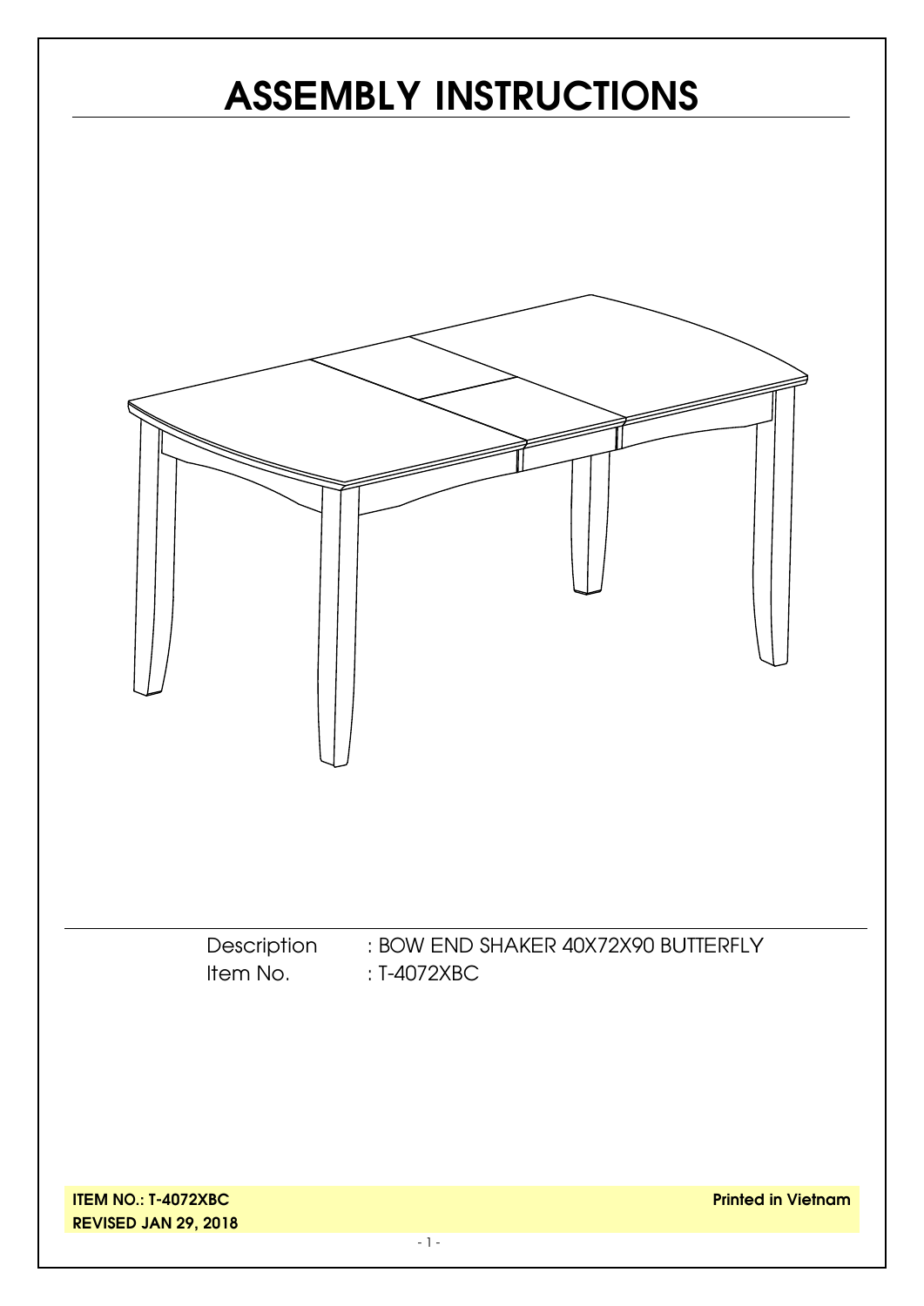# ASSEMBLY INSTRUCTIONS

Description : BOW END SHAKER 40X72X90 BUTTERFLY

Item No. : T-4072XBC

**ITEM NO.: T-4072XBC**

**REVISED JAN 29, 2018**

**Printed in Vietnam**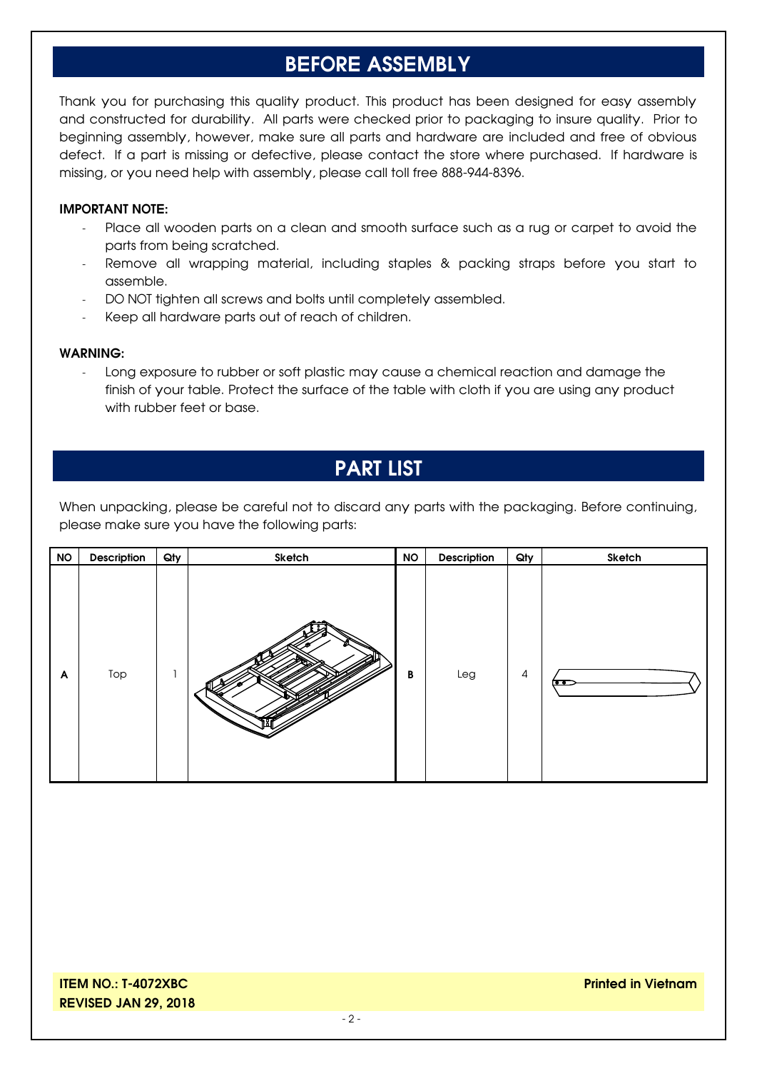# BEFORE ASSEMBLY

Thank you for purchasing this quality product. This product has been designed for easy assembly and constructed for durability. All parts were checked prior to packaging to insure quality. Prior to beginning assembly, however, make sure all parts and hardware are included and free of obvious defect. If a part is missing or defective, please contact the store where purchased. If hardware is missing, or you need help with assembly, please call toll free 888-944-8396.

**IMPORTANT NOTE:**

- Place all wooden parts on a clean and smooth surface such as a rug or carpet to avoid the parts from being scratched.
- Remove all wrapping material, including staples & packing straps before you start to assemble.
- DO NOT tighten all screws and bolts until completely assembled.
- Keep all hardware parts out of reach of children.

**WARNING:**

- Long exposure to rubber or soft plastic may cause a chemical reaction and damage the finish of your table. Protect the surface of the table with cloth if you are using any product with rubber feet or base.

# PART LIST

When unpacking, please be careful not to discard any parts with the packaging. Before continuing, please make sure you have the following parts:

| NO | Description | Qty | Sketch | NO | Description | Qty | Sketch |
|---|---|---|---|---|---|---|---|
| A | Top | 1 | | B | Leg | 4 | |

**ITEM NO.: T-4072XBC**
**REVISED JAN 29, 2018**

**Printed in Vietnam**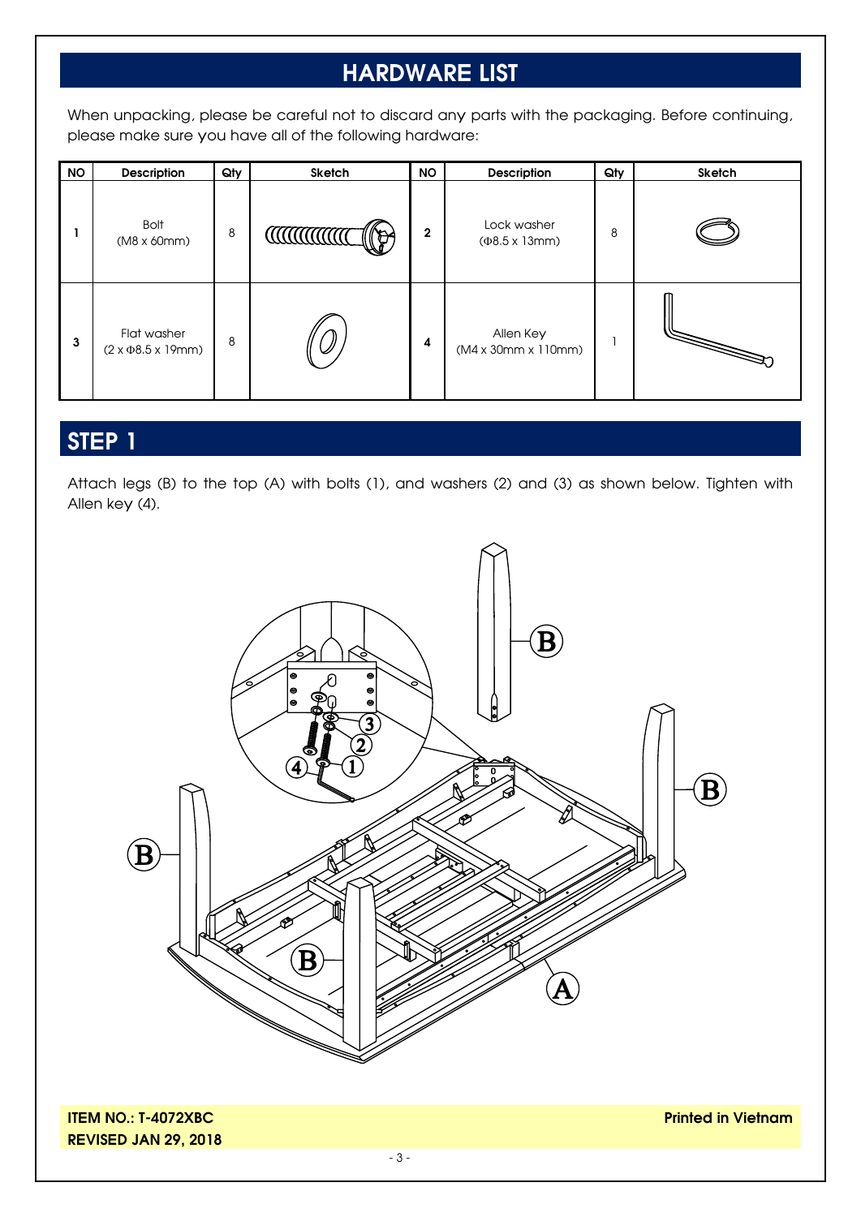## HARDWARE LIST

When unpacking, please be careful not to discard any parts with the packaging. Before continuing, please make sure you have all of the following hardware:

| NO | Description | Qty | Sketch | NO | Description | Qty | Sketch |
|---|---|---|---|---|---|---|---|
| 1 | Bolt (M8 x 60mm) | 8 | | 2 | Lock washer (Φ8.5 x 13mm) | 8 | |
| 3 | Flat washer (2 x Φ8.5 x 19mm) | 8 | | 4 | Allen Key (M4 x 30mm x 110mm) | 1 | |

## STEP 1

Attach legs (B) to the top (A) with bolts (1), and washers (2) and (3) as shown below. Tighten with Allen key (4).

**ITEM NO.: T-4072XBC**
**REVISED JAN 29, 2018**

**Printed in Vietnam**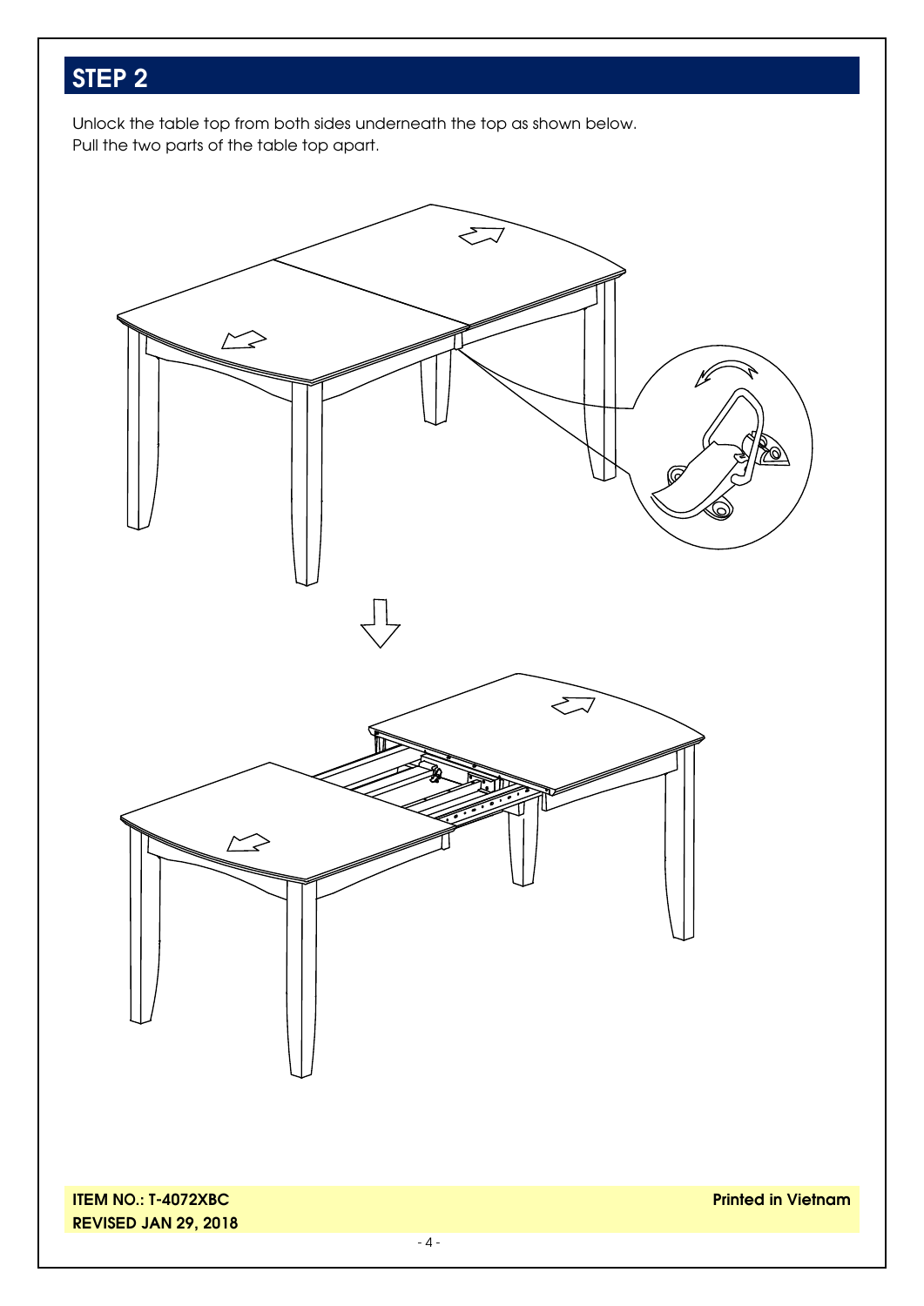## STEP 2

Unlock the table top from both sides underneath the top as shown below.
Pull the two parts of the table top apart.

**ITEM NO.: T-4072XBC**
**REVISED JAN 29, 2018**

**Printed in Vietnam**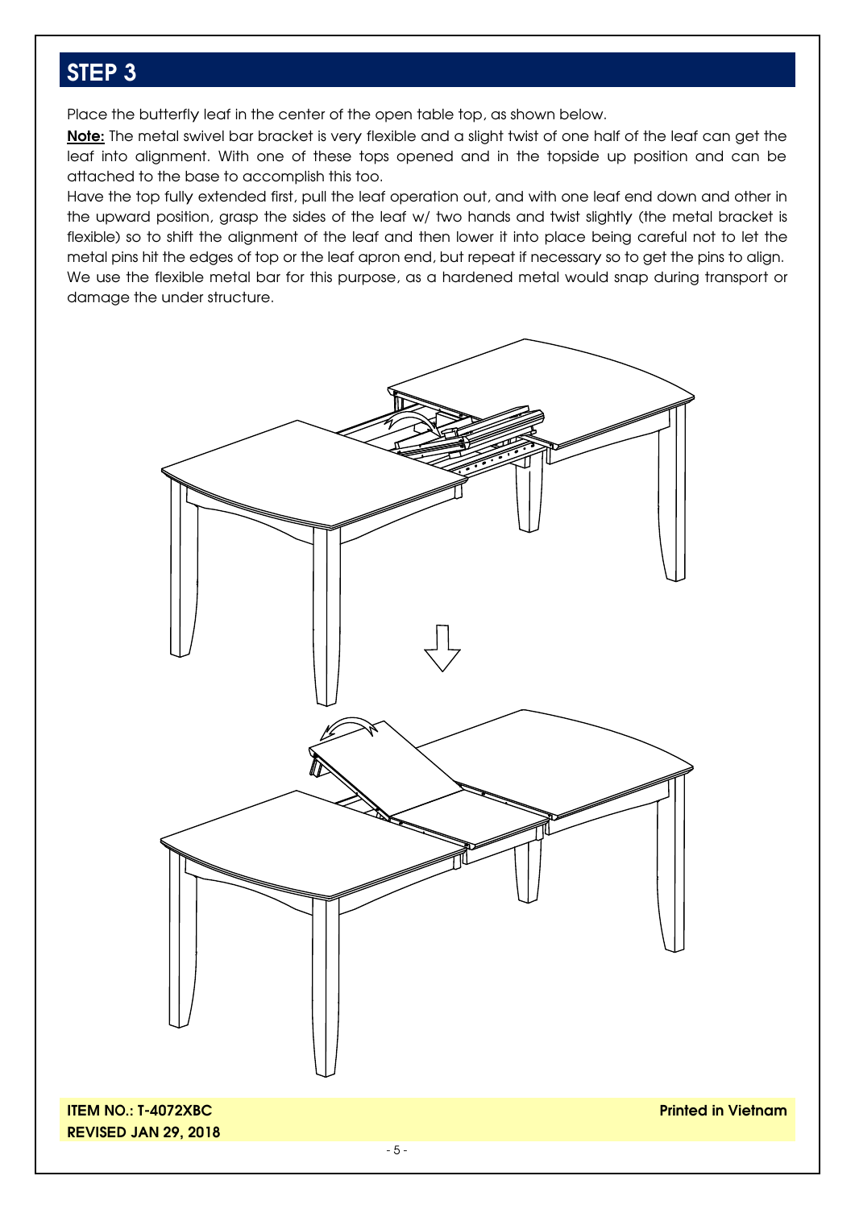## STEP 3

Place the butterfly leaf in the center of the open table top, as shown below.

**Note:** The metal swivel bar bracket is very flexible and a slight twist of one half of the leaf can get the leaf into alignment. With one of these tops opened and in the topside up position and can be attached to the base to accomplish this too.

Have the top fully extended first, pull the leaf operation out, and with one leaf end down and other in the upward position, grasp the sides of the leaf w/ two hands and twist slightly (the metal bracket is flexible) so to shift the alignment of the leaf and then lower it into place being careful not to let the metal pins hit the edges of top or the leaf apron end, but repeat if necessary so to get the pins to align.

We use the flexible metal bar for this purpose, as a hardened metal would snap during transport or damage the under structure.

**ITEM NO.: T-4072XBC**
**REVISED JAN 29, 2018**

**Printed in Vietnam**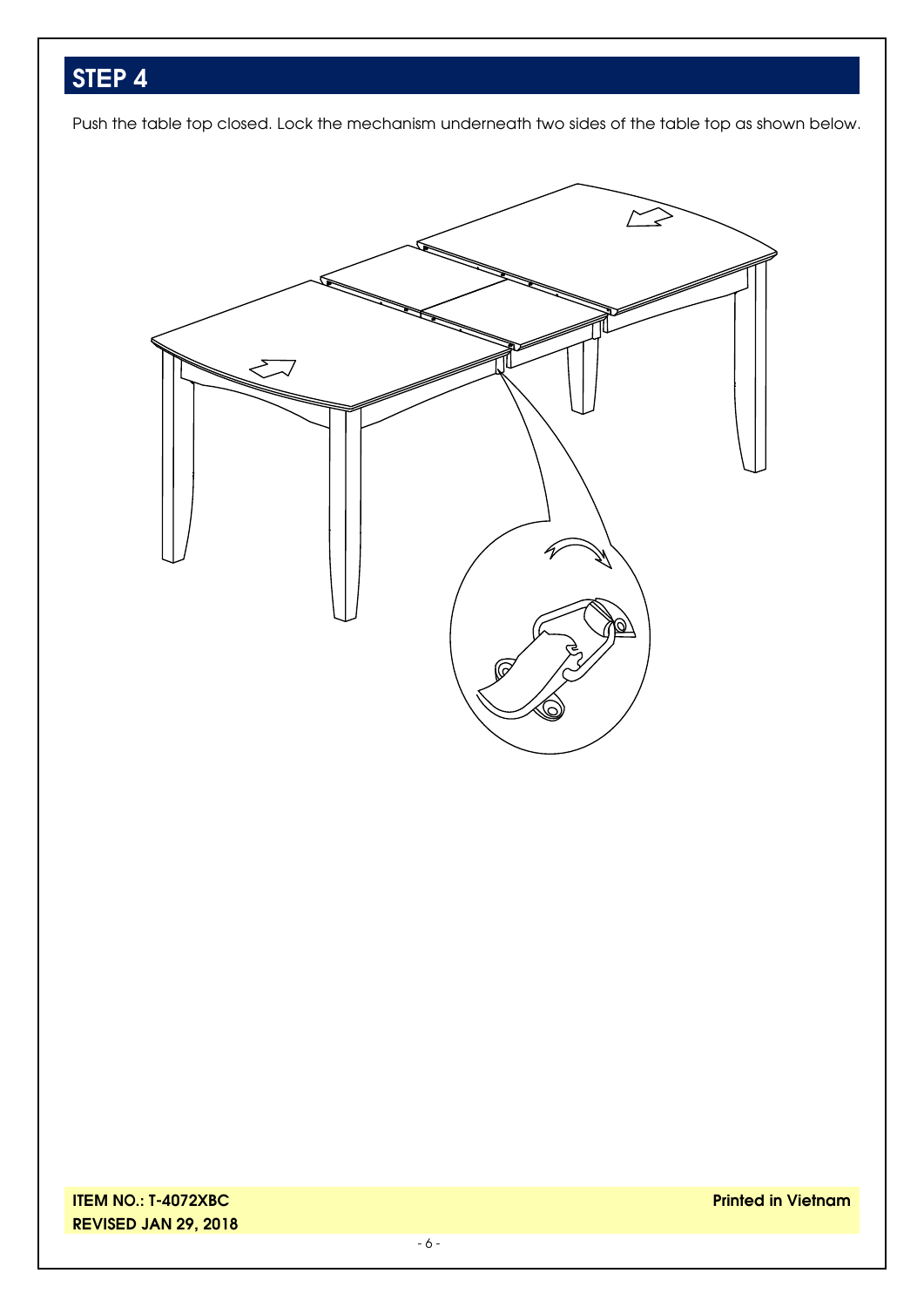## STEP 4

Push the table top closed. Lock the mechanism underneath two sides of the table top as shown below.

**ITEM NO.: T-4072XBC**
**REVISED JAN 29, 2018**

**Printed in Vietnam**